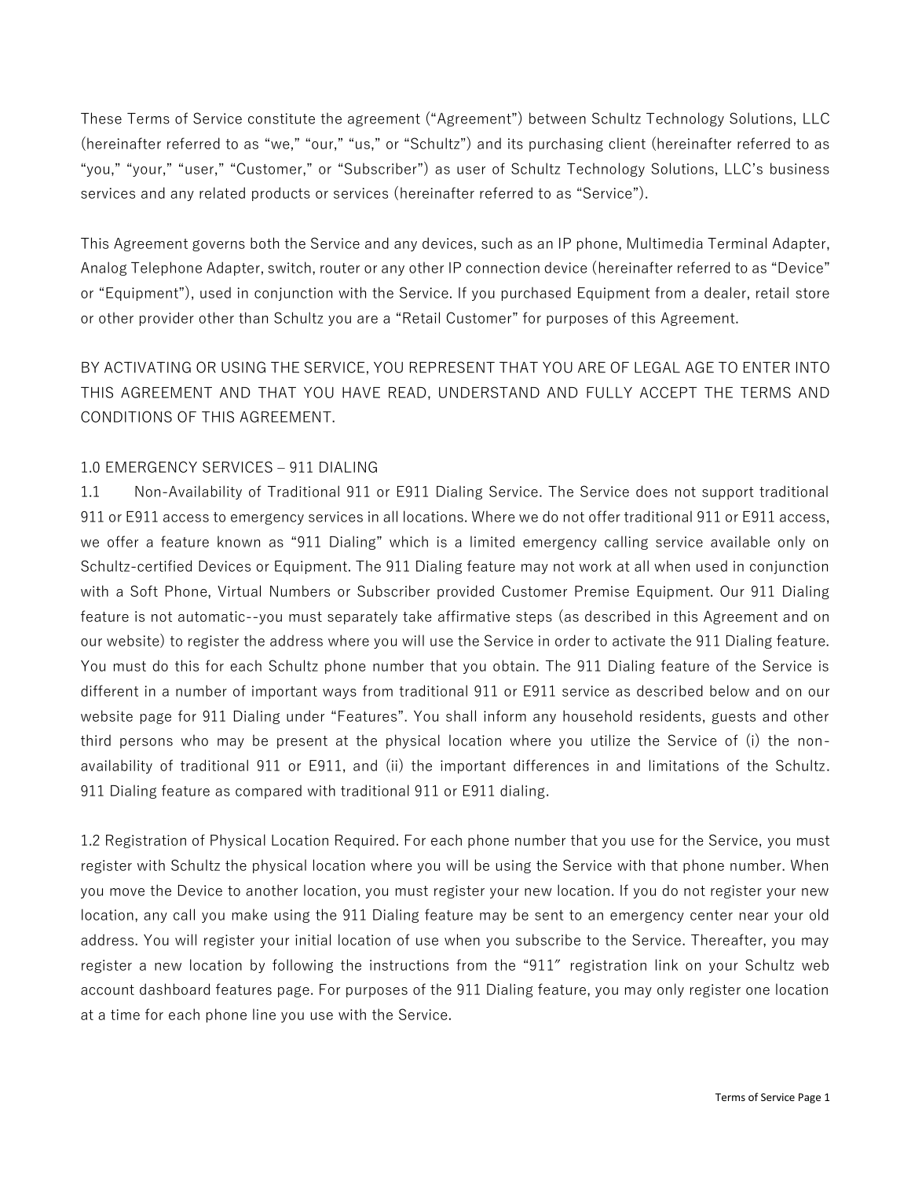These Terms of Service constitute the agreement ("Agreement") between Schultz Technology Solutions, LLC (hereinafter referred to as "we," "our," "us," or "Schultz") and its purchasing client (hereinafter referred to as "you," "your," "user," "Customer," or "Subscriber") as user of Schultz Technology Solutions, LLC's business services and any related products or services (hereinafter referred to as "Service").

This Agreement governs both the Service and any devices, such as an IP phone, Multimedia Terminal Adapter, Analog Telephone Adapter, switch, router or any other IP connection device (hereinafter referred to as "Device" or "Equipment"), used in conjunction with the Service. If you purchased Equipment from a dealer, retail store or other provider other than Schultz you are a "Retail Customer" for purposes of this Agreement.

BY ACTIVATING OR USING THE SERVICE, YOU REPRESENT THAT YOU ARE OF LEGAL AGE TO ENTER INTO THIS AGREEMENT AND THAT YOU HAVE READ, UNDERSTAND AND FULLY ACCEPT THE TERMS AND CONDITIONS OF THIS AGREEMENT.

## 1.0 EMERGENCY SERVICES – 911 DIALING

1.1 Non-Availability of Traditional 911 or E911 Dialing Service. The Service does not support traditional 911 or E911 access to emergency services in all locations. Where we do not offer traditional 911 or E911 access, we offer a feature known as "911 Dialing" which is a limited emergency calling service available only on Schultz-certified Devices or Equipment. The 911 Dialing feature may not work at all when used in conjunction with a Soft Phone, Virtual Numbers or Subscriber provided Customer Premise Equipment. Our 911 Dialing feature is not automatic--you must separately take affirmative steps (as described in this Agreement and on our website) to register the address where you will use the Service in order to activate the 911 Dialing feature. You must do this for each Schultz phone number that you obtain. The 911 Dialing feature of the Service is different in a number of important ways from traditional 911 or E911 service as described below and on our website page for 911 Dialing under "Features". You shall inform any household residents, guests and other third persons who may be present at the physical location where you utilize the Service of (i) the non-availability of traditional 911 or E911, and (ii) the important differences in and limitations of the Schultz. 911 Dialing feature as compared with traditional 911 or E911 dialing.

1.2 Registration of Physical Location Required. For each phone number that you use for the Service, you must register with Schultz the physical location where you will be using the Service with that phone number. When you move the Device to another location, you must register your new location. If you do not register your new location, any call you make using the 911 Dialing feature may be sent to an emergency center near your old address. You will register your initial location of use when you subscribe to the Service. Thereafter, you may register a new location by following the instructions from the "911" registration link on your Schultz web account dashboard features page. For purposes of the 911 Dialing feature, you may only register one location at a time for each phone line you use with the Service.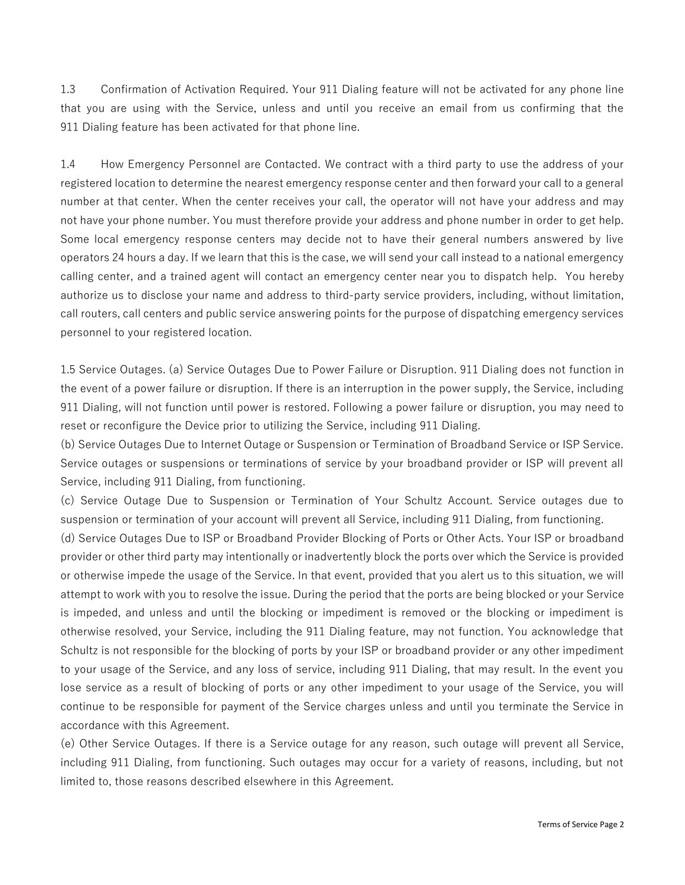1.3 Confirmation of Activation Required. Your 911 Dialing feature will not be activated for any phone line that you are using with the Service, unless and until you receive an email from us confirming that the 911 Dialing feature has been activated for that phone line.

1.4 How Emergency Personnel are Contacted. We contract with a third party to use the address of your registered location to determine the nearest emergency response center and then forward your call to a general number at that center. When the center receives your call, the operator will not have your address and may not have your phone number. You must therefore provide your address and phone number in order to get help. Some local emergency response centers may decide not to have their general numbers answered by live operators 24 hours a day. If we learn that this is the case, we will send your call instead to a national emergency calling center, and a trained agent will contact an emergency center near you to dispatch help. You hereby authorize us to disclose your name and address to third-party service providers, including, without limitation, call routers, call centers and public service answering points for the purpose of dispatching emergency services personnel to your registered location.

1.5 Service Outages. (a) Service Outages Due to Power Failure or Disruption. 911 Dialing does not function in the event of a power failure or disruption. If there is an interruption in the power supply, the Service, including 911 Dialing, will not function until power is restored. Following a power failure or disruption, you may need to reset or reconfigure the Device prior to utilizing the Service, including 911 Dialing.

(b) Service Outages Due to Internet Outage or Suspension or Termination of Broadband Service or ISP Service. Service outages or suspensions or terminations of service by your broadband provider or ISP will prevent all Service, including 911 Dialing, from functioning.

(c) Service Outage Due to Suspension or Termination of Your Schultz Account. Service outages due to suspension or termination of your account will prevent all Service, including 911 Dialing, from functioning.

(d) Service Outages Due to ISP or Broadband Provider Blocking of Ports or Other Acts. Your ISP or broadband provider or other third party may intentionally or inadvertently block the ports over which the Service is provided or otherwise impede the usage of the Service. In that event, provided that you alert us to this situation, we will attempt to work with you to resolve the issue. During the period that the ports are being blocked or your Service is impeded, and unless and until the blocking or impediment is removed or the blocking or impediment is otherwise resolved, your Service, including the 911 Dialing feature, may not function. You acknowledge that Schultz is not responsible for the blocking of ports by your ISP or broadband provider or any other impediment to your usage of the Service, and any loss of service, including 911 Dialing, that may result. In the event you lose service as a result of blocking of ports or any other impediment to your usage of the Service, you will continue to be responsible for payment of the Service charges unless and until you terminate the Service in accordance with this Agreement.

(e) Other Service Outages. If there is a Service outage for any reason, such outage will prevent all Service, including 911 Dialing, from functioning. Such outages may occur for a variety of reasons, including, but not limited to, those reasons described elsewhere in this Agreement.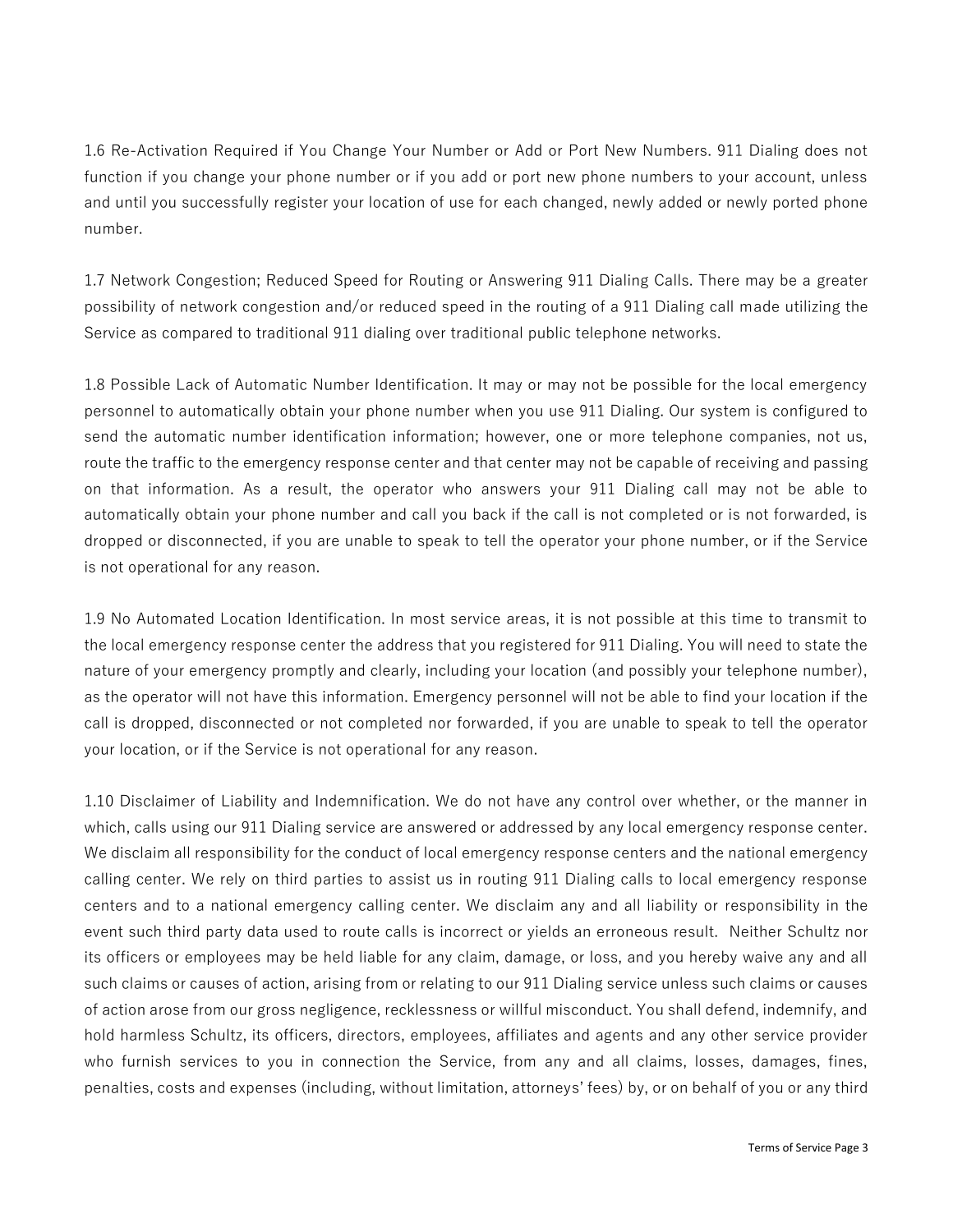1.6 Re-Activation Required if You Change Your Number or Add or Port New Numbers. 911 Dialing does not function if you change your phone number or if you add or port new phone numbers to your account, unless and until you successfully register your location of use for each changed, newly added or newly ported phone number.

1.7 Network Congestion; Reduced Speed for Routing or Answering 911 Dialing Calls. There may be a greater possibility of network congestion and/or reduced speed in the routing of a 911 Dialing call made utilizing the Service as compared to traditional 911 dialing over traditional public telephone networks.

1.8 Possible Lack of Automatic Number Identification. It may or may not be possible for the local emergency personnel to automatically obtain your phone number when you use 911 Dialing. Our system is configured to send the automatic number identification information; however, one or more telephone companies, not us, route the traffic to the emergency response center and that center may not be capable of receiving and passing on that information. As a result, the operator who answers your 911 Dialing call may not be able to automatically obtain your phone number and call you back if the call is not completed or is not forwarded, is dropped or disconnected, if you are unable to speak to tell the operator your phone number, or if the Service is not operational for any reason.

1.9 No Automated Location Identification. In most service areas, it is not possible at this time to transmit to the local emergency response center the address that you registered for 911 Dialing. You will need to state the nature of your emergency promptly and clearly, including your location (and possibly your telephone number), as the operator will not have this information. Emergency personnel will not be able to find your location if the call is dropped, disconnected or not completed nor forwarded, if you are unable to speak to tell the operator your location, or if the Service is not operational for any reason.

1.10 Disclaimer of Liability and Indemnification. We do not have any control over whether, or the manner in which, calls using our 911 Dialing service are answered or addressed by any local emergency response center. We disclaim all responsibility for the conduct of local emergency response centers and the national emergency calling center. We rely on third parties to assist us in routing 911 Dialing calls to local emergency response centers and to a national emergency calling center. We disclaim any and all liability or responsibility in the event such third party data used to route calls is incorrect or yields an erroneous result. Neither Schultz nor its officers or employees may be held liable for any claim, damage, or loss, and you hereby waive any and all such claims or causes of action, arising from or relating to our 911 Dialing service unless such claims or causes of action arose from our gross negligence, recklessness or willful misconduct. You shall defend, indemnify, and hold harmless Schultz, its officers, directors, employees, affiliates and agents and any other service provider who furnish services to you in connection the Service, from any and all claims, losses, damages, fines, penalties, costs and expenses (including, without limitation, attorneys' fees) by, or on behalf of you or any third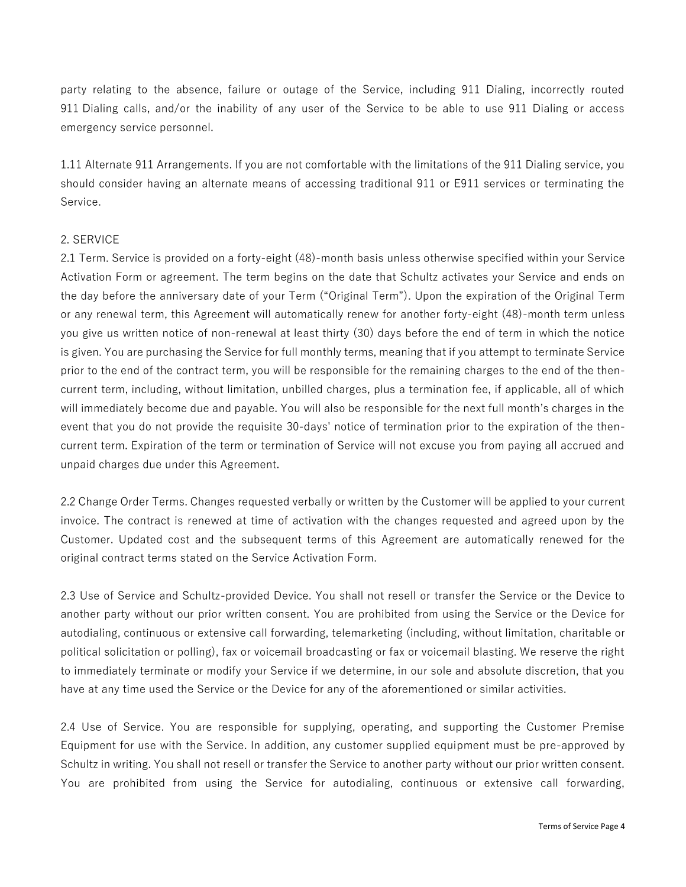party relating to the absence, failure or outage of the Service, including 911 Dialing, incorrectly routed 911 Dialing calls, and/or the inability of any user of the Service to be able to use 911 Dialing or access emergency service personnel.

1.11 Alternate 911 Arrangements. If you are not comfortable with the limitations of the 911 Dialing service, you should consider having an alternate means of accessing traditional 911 or E911 services or terminating the Service.

## 2. SERVICE

2.1 Term. Service is provided on a forty-eight (48)-month basis unless otherwise specified within your Service Activation Form or agreement. The term begins on the date that Schultz activates your Service and ends on the day before the anniversary date of your Term ("Original Term"). Upon the expiration of the Original Term or any renewal term, this Agreement will automatically renew for another forty-eight (48)-month term unless you give us written notice of non-renewal at least thirty (30) days before the end of term in which the notice is given. You are purchasing the Service for full monthly terms, meaning that if you attempt to terminate Service prior to the end of the contract term, you will be responsible for the remaining charges to the end of the then-current term, including, without limitation, unbilled charges, plus a termination fee, if applicable, all of which will immediately become due and payable. You will also be responsible for the next full month's charges in the event that you do not provide the requisite 30-days' notice of termination prior to the expiration of the then-current term. Expiration of the term or termination of Service will not excuse you from paying all accrued and unpaid charges due under this Agreement.

2.2 Change Order Terms. Changes requested verbally or written by the Customer will be applied to your current invoice. The contract is renewed at time of activation with the changes requested and agreed upon by the Customer. Updated cost and the subsequent terms of this Agreement are automatically renewed for the original contract terms stated on the Service Activation Form.

2.3 Use of Service and Schultz-provided Device. You shall not resell or transfer the Service or the Device to another party without our prior written consent. You are prohibited from using the Service or the Device for autodialing, continuous or extensive call forwarding, telemarketing (including, without limitation, charitable or political solicitation or polling), fax or voicemail broadcasting or fax or voicemail blasting. We reserve the right to immediately terminate or modify your Service if we determine, in our sole and absolute discretion, that you have at any time used the Service or the Device for any of the aforementioned or similar activities.

2.4 Use of Service. You are responsible for supplying, operating, and supporting the Customer Premise Equipment for use with the Service. In addition, any customer supplied equipment must be pre-approved by Schultz in writing. You shall not resell or transfer the Service to another party without our prior written consent. You are prohibited from using the Service for autodialing, continuous or extensive call forwarding,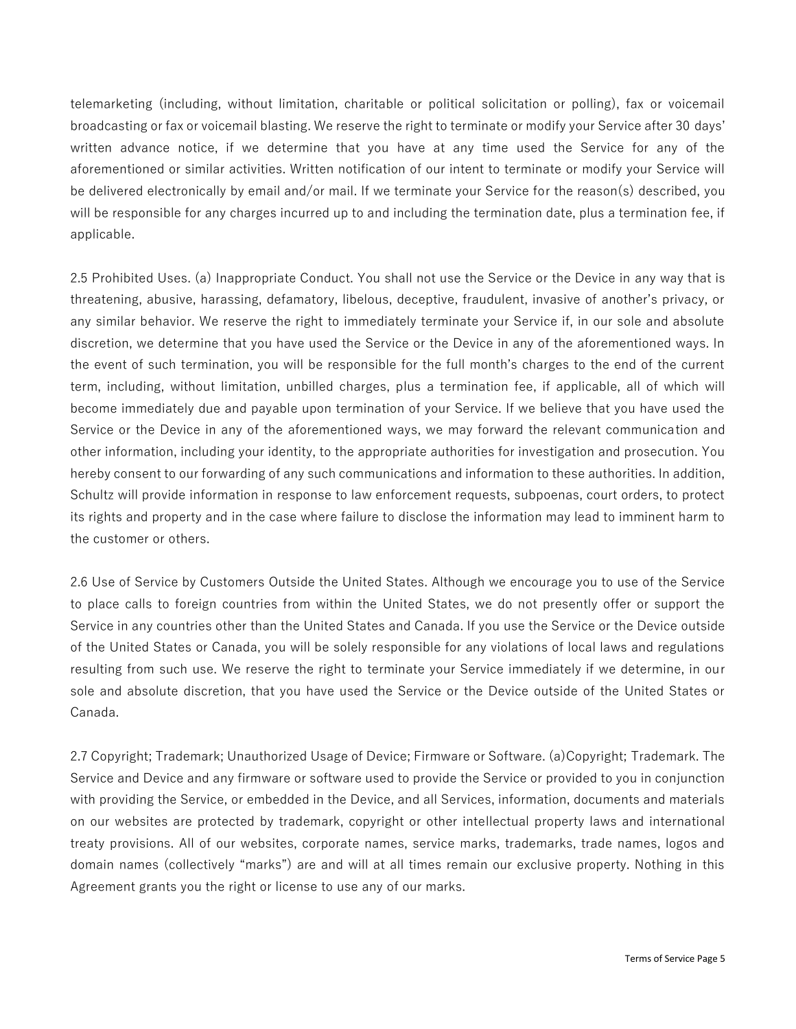telemarketing (including, without limitation, charitable or political solicitation or polling), fax or voicemail broadcasting or fax or voicemail blasting. We reserve the right to terminate or modify your Service after 30 days' written advance notice, if we determine that you have at any time used the Service for any of the aforementioned or similar activities. Written notification of our intent to terminate or modify your Service will be delivered electronically by email and/or mail. If we terminate your Service for the reason(s) described, you will be responsible for any charges incurred up to and including the termination date, plus a termination fee, if applicable.

2.5 Prohibited Uses. (a) Inappropriate Conduct. You shall not use the Service or the Device in any way that is threatening, abusive, harassing, defamatory, libelous, deceptive, fraudulent, invasive of another's privacy, or any similar behavior. We reserve the right to immediately terminate your Service if, in our sole and absolute discretion, we determine that you have used the Service or the Device in any of the aforementioned ways. In the event of such termination, you will be responsible for the full month's charges to the end of the current term, including, without limitation, unbilled charges, plus a termination fee, if applicable, all of which will become immediately due and payable upon termination of your Service. If we believe that you have used the Service or the Device in any of the aforementioned ways, we may forward the relevant communication and other information, including your identity, to the appropriate authorities for investigation and prosecution. You hereby consent to our forwarding of any such communications and information to these authorities. In addition, Schultz will provide information in response to law enforcement requests, subpoenas, court orders, to protect its rights and property and in the case where failure to disclose the information may lead to imminent harm to the customer or others.

2.6 Use of Service by Customers Outside the United States. Although we encourage you to use of the Service to place calls to foreign countries from within the United States, we do not presently offer or support the Service in any countries other than the United States and Canada. If you use the Service or the Device outside of the United States or Canada, you will be solely responsible for any violations of local laws and regulations resulting from such use. We reserve the right to terminate your Service immediately if we determine, in our sole and absolute discretion, that you have used the Service or the Device outside of the United States or Canada.

2.7 Copyright; Trademark; Unauthorized Usage of Device; Firmware or Software. (a)Copyright; Trademark. The Service and Device and any firmware or software used to provide the Service or provided to you in conjunction with providing the Service, or embedded in the Device, and all Services, information, documents and materials on our websites are protected by trademark, copyright or other intellectual property laws and international treaty provisions. All of our websites, corporate names, service marks, trademarks, trade names, logos and domain names (collectively "marks") are and will at all times remain our exclusive property. Nothing in this Agreement grants you the right or license to use any of our marks.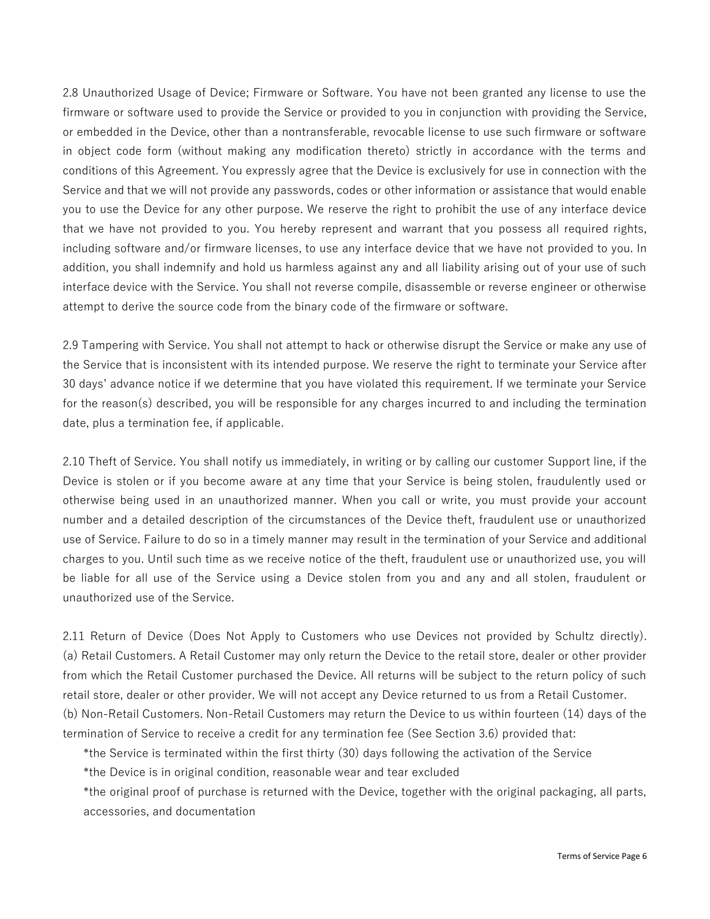2.8 Unauthorized Usage of Device; Firmware or Software. You have not been granted any license to use the firmware or software used to provide the Service or provided to you in conjunction with providing the Service, or embedded in the Device, other than a nontransferable, revocable license to use such firmware or software in object code form (without making any modification thereto) strictly in accordance with the terms and conditions of this Agreement. You expressly agree that the Device is exclusively for use in connection with the Service and that we will not provide any passwords, codes or other information or assistance that would enable you to use the Device for any other purpose. We reserve the right to prohibit the use of any interface device that we have not provided to you. You hereby represent and warrant that you possess all required rights, including software and/or firmware licenses, to use any interface device that we have not provided to you. In addition, you shall indemnify and hold us harmless against any and all liability arising out of your use of such interface device with the Service. You shall not reverse compile, disassemble or reverse engineer or otherwise attempt to derive the source code from the binary code of the firmware or software.

2.9 Tampering with Service. You shall not attempt to hack or otherwise disrupt the Service or make any use of the Service that is inconsistent with its intended purpose. We reserve the right to terminate your Service after 30 days' advance notice if we determine that you have violated this requirement. If we terminate your Service for the reason(s) described, you will be responsible for any charges incurred to and including the termination date, plus a termination fee, if applicable.

2.10 Theft of Service. You shall notify us immediately, in writing or by calling our customer Support line, if the Device is stolen or if you become aware at any time that your Service is being stolen, fraudulently used or otherwise being used in an unauthorized manner. When you call or write, you must provide your account number and a detailed description of the circumstances of the Device theft, fraudulent use or unauthorized use of Service. Failure to do so in a timely manner may result in the termination of your Service and additional charges to you. Until such time as we receive notice of the theft, fraudulent use or unauthorized use, you will be liable for all use of the Service using a Device stolen from you and any and all stolen, fraudulent or unauthorized use of the Service.

2.11 Return of Device (Does Not Apply to Customers who use Devices not provided by Schultz directly).
(a) Retail Customers. A Retail Customer may only return the Device to the retail store, dealer or other provider from which the Retail Customer purchased the Device. All returns will be subject to the return policy of such retail store, dealer or other provider. We will not accept any Device returned to us from a Retail Customer.
(b) Non-Retail Customers. Non-Retail Customers may return the Device to us within fourteen (14) days of the termination of Service to receive a credit for any termination fee (See Section 3.6) provided that:

- *the Service is terminated within the first thirty (30) days following the activation of the Service
- *the Device is in original condition, reasonable wear and tear excluded
- *the original proof of purchase is returned with the Device, together with the original packaging, all parts, accessories, and documentation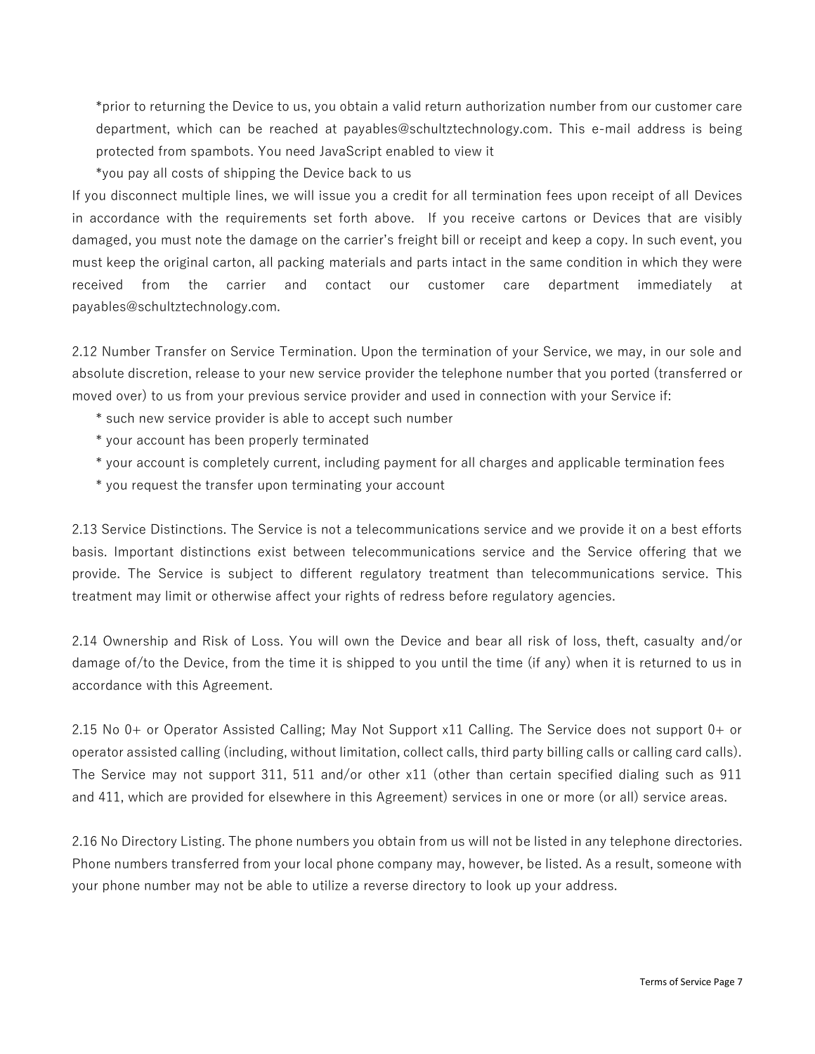*prior to returning the Device to us, you obtain a valid return authorization number from our customer care department, which can be reached at payables@schultztechnology.com. This e-mail address is being protected from spambots. You need JavaScript enabled to view it

*you pay all costs of shipping the Device back to us

If you disconnect multiple lines, we will issue you a credit for all termination fees upon receipt of all Devices in accordance with the requirements set forth above. If you receive cartons or Devices that are visibly damaged, you must note the damage on the carrier's freight bill or receipt and keep a copy. In such event, you must keep the original carton, all packing materials and parts intact in the same condition in which they were received from the carrier and contact our customer care department immediately at payables@schultztechnology.com.

2.12 Number Transfer on Service Termination. Upon the termination of your Service, we may, in our sole and absolute discretion, release to your new service provider the telephone number that you ported (transferred or moved over) to us from your previous service provider and used in connection with your Service if:

* such new service provider is able to accept such number
* your account has been properly terminated
* your account is completely current, including payment for all charges and applicable termination fees
* you request the transfer upon terminating your account

2.13 Service Distinctions. The Service is not a telecommunications service and we provide it on a best efforts basis. Important distinctions exist between telecommunications service and the Service offering that we provide. The Service is subject to different regulatory treatment than telecommunications service. This treatment may limit or otherwise affect your rights of redress before regulatory agencies.

2.14 Ownership and Risk of Loss. You will own the Device and bear all risk of loss, theft, casualty and/or damage of/to the Device, from the time it is shipped to you until the time (if any) when it is returned to us in accordance with this Agreement.

2.15 No 0+ or Operator Assisted Calling; May Not Support x11 Calling. The Service does not support 0+ or operator assisted calling (including, without limitation, collect calls, third party billing calls or calling card calls). The Service may not support 311, 511 and/or other x11 (other than certain specified dialing such as 911 and 411, which are provided for elsewhere in this Agreement) services in one or more (or all) service areas.

2.16 No Directory Listing. The phone numbers you obtain from us will not be listed in any telephone directories. Phone numbers transferred from your local phone company may, however, be listed. As a result, someone with your phone number may not be able to utilize a reverse directory to look up your address.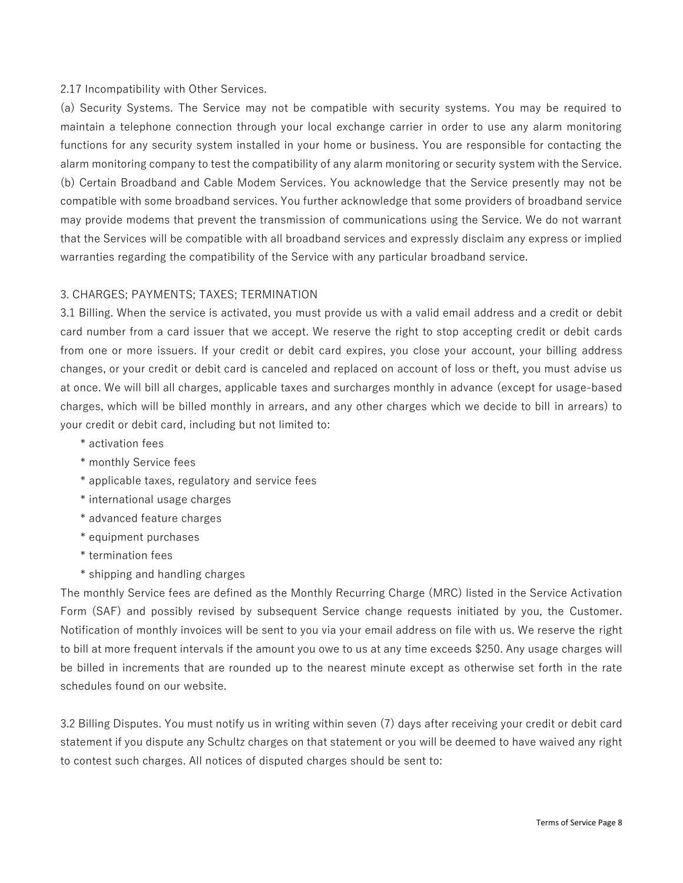2.17 Incompatibility with Other Services.

(a) Security Systems. The Service may not be compatible with security systems. You may be required to maintain a telephone connection through your local exchange carrier in order to use any alarm monitoring functions for any security system installed in your home or business. You are responsible for contacting the alarm monitoring company to test the compatibility of any alarm monitoring or security system with the Service.

(b) Certain Broadband and Cable Modem Services. You acknowledge that the Service presently may not be compatible with some broadband services. You further acknowledge that some providers of broadband service may provide modems that prevent the transmission of communications using the Service. We do not warrant that the Services will be compatible with all broadband services and expressly disclaim any express or implied warranties regarding the compatibility of the Service with any particular broadband service.

3. CHARGES; PAYMENTS; TAXES; TERMINATION

3.1 Billing. When the service is activated, you must provide us with a valid email address and a credit or debit card number from a card issuer that we accept. We reserve the right to stop accepting credit or debit cards from one or more issuers. If your credit or debit card expires, you close your account, your billing address changes, or your credit or debit card is canceled and replaced on account of loss or theft, you must advise us at once. We will bill all charges, applicable taxes and surcharges monthly in advance (except for usage-based charges, which will be billed monthly in arrears, and any other charges which we decide to bill in arrears) to your credit or debit card, including but not limited to:

* activation fees
* monthly Service fees
* applicable taxes, regulatory and service fees
* international usage charges
* advanced feature charges
* equipment purchases
* termination fees
* shipping and handling charges

The monthly Service fees are defined as the Monthly Recurring Charge (MRC) listed in the Service Activation Form (SAF) and possibly revised by subsequent Service change requests initiated by you, the Customer. Notification of monthly invoices will be sent to you via your email address on file with us. We reserve the right to bill at more frequent intervals if the amount you owe to us at any time exceeds $250. Any usage charges will be billed in increments that are rounded up to the nearest minute except as otherwise set forth in the rate schedules found on our website.

3.2 Billing Disputes. You must notify us in writing within seven (7) days after receiving your credit or debit card statement if you dispute any Schultz charges on that statement or you will be deemed to have waived any right to contest such charges. All notices of disputed charges should be sent to: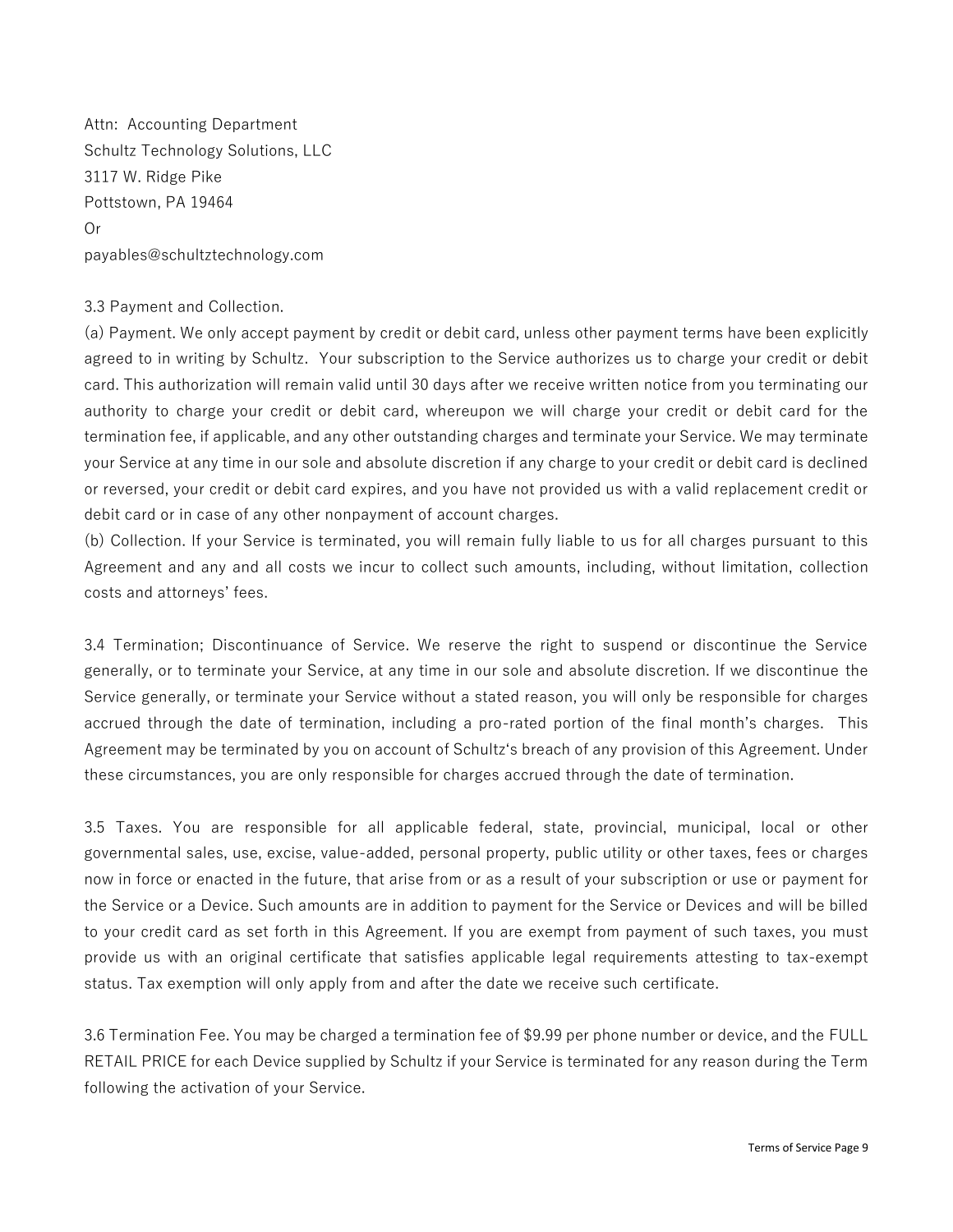Attn: Accounting Department
Schultz Technology Solutions, LLC
3117 W. Ridge Pike
Pottstown, PA 19464
Or
payables@schultztechnology.com

3.3 Payment and Collection.
(a) Payment. We only accept payment by credit or debit card, unless other payment terms have been explicitly agreed to in writing by Schultz. Your subscription to the Service authorizes us to charge your credit or debit card. This authorization will remain valid until 30 days after we receive written notice from you terminating our authority to charge your credit or debit card, whereupon we will charge your credit or debit card for the termination fee, if applicable, and any other outstanding charges and terminate your Service. We may terminate your Service at any time in our sole and absolute discretion if any charge to your credit or debit card is declined or reversed, your credit or debit card expires, and you have not provided us with a valid replacement credit or debit card or in case of any other nonpayment of account charges.
(b) Collection. If your Service is terminated, you will remain fully liable to us for all charges pursuant to this Agreement and any and all costs we incur to collect such amounts, including, without limitation, collection costs and attorneys' fees.

3.4 Termination; Discontinuance of Service. We reserve the right to suspend or discontinue the Service generally, or to terminate your Service, at any time in our sole and absolute discretion. If we discontinue the Service generally, or terminate your Service without a stated reason, you will only be responsible for charges accrued through the date of termination, including a pro-rated portion of the final month's charges. This Agreement may be terminated by you on account of Schultz's breach of any provision of this Agreement. Under these circumstances, you are only responsible for charges accrued through the date of termination.

3.5 Taxes. You are responsible for all applicable federal, state, provincial, municipal, local or other governmental sales, use, excise, value-added, personal property, public utility or other taxes, fees or charges now in force or enacted in the future, that arise from or as a result of your subscription or use or payment for the Service or a Device. Such amounts are in addition to payment for the Service or Devices and will be billed to your credit card as set forth in this Agreement. If you are exempt from payment of such taxes, you must provide us with an original certificate that satisfies applicable legal requirements attesting to tax-exempt status. Tax exemption will only apply from and after the date we receive such certificate.

3.6 Termination Fee. You may be charged a termination fee of $9.99 per phone number or device, and the FULL RETAIL PRICE for each Device supplied by Schultz if your Service is terminated for any reason during the Term following the activation of your Service.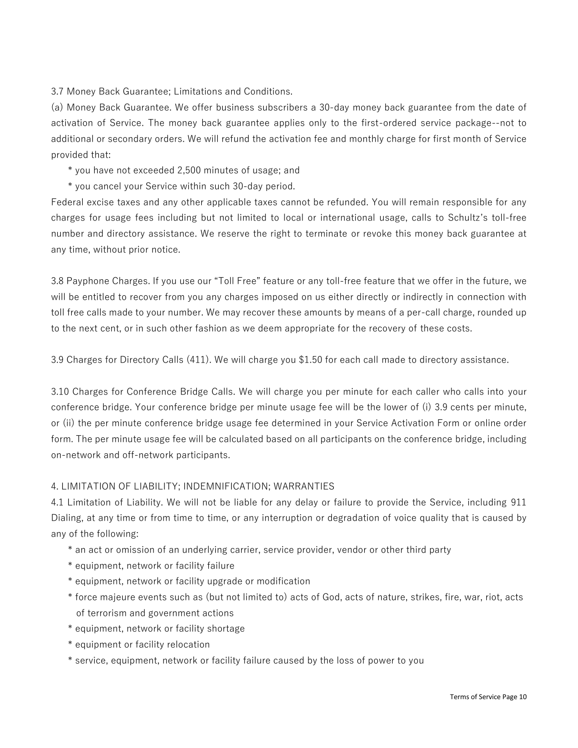3.7 Money Back Guarantee; Limitations and Conditions.

(a) Money Back Guarantee. We offer business subscribers a 30-day money back guarantee from the date of activation of Service. The money back guarantee applies only to the first-ordered service package--not to additional or secondary orders. We will refund the activation fee and monthly charge for first month of Service provided that:

* you have not exceeded 2,500 minutes of usage; and
* you cancel your Service within such 30-day period.

Federal excise taxes and any other applicable taxes cannot be refunded. You will remain responsible for any charges for usage fees including but not limited to local or international usage, calls to Schultz's toll-free number and directory assistance. We reserve the right to terminate or revoke this money back guarantee at any time, without prior notice.

3.8 Payphone Charges. If you use our "Toll Free" feature or any toll-free feature that we offer in the future, we will be entitled to recover from you any charges imposed on us either directly or indirectly in connection with toll free calls made to your number. We may recover these amounts by means of a per-call charge, rounded up to the next cent, or in such other fashion as we deem appropriate for the recovery of these costs.

3.9 Charges for Directory Calls (411). We will charge you $1.50 for each call made to directory assistance.

3.10 Charges for Conference Bridge Calls. We will charge you per minute for each caller who calls into your conference bridge. Your conference bridge per minute usage fee will be the lower of (i) 3.9 cents per minute, or (ii) the per minute conference bridge usage fee determined in your Service Activation Form or online order form. The per minute usage fee will be calculated based on all participants on the conference bridge, including on-network and off-network participants.

4. LIMITATION OF LIABILITY; INDEMNIFICATION; WARRANTIES

4.1 Limitation of Liability. We will not be liable for any delay or failure to provide the Service, including 911 Dialing, at any time or from time to time, or any interruption or degradation of voice quality that is caused by any of the following:

* an act or omission of an underlying carrier, service provider, vendor or other third party
* equipment, network or facility failure
* equipment, network or facility upgrade or modification
* force majeure events such as (but not limited to) acts of God, acts of nature, strikes, fire, war, riot, acts of terrorism and government actions
* equipment, network or facility shortage
* equipment or facility relocation
* service, equipment, network or facility failure caused by the loss of power to you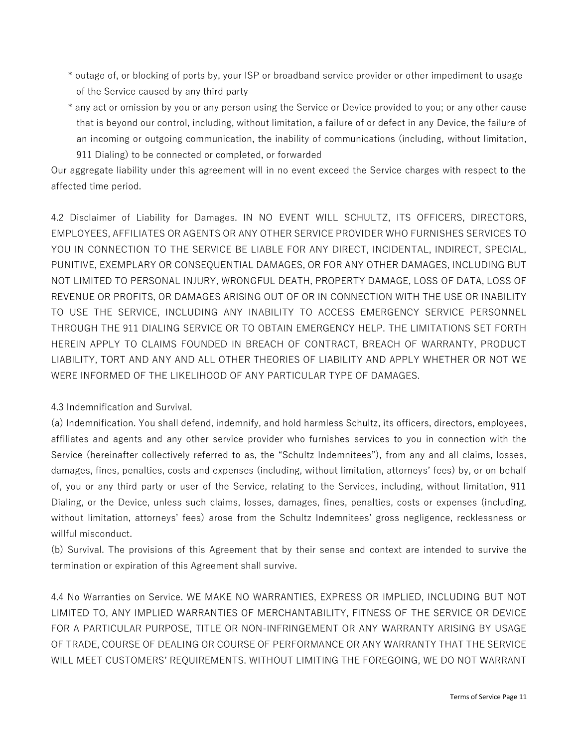* outage of, or blocking of ports by, your ISP or broadband service provider or other impediment to usage of the Service caused by any third party
* any act or omission by you or any person using the Service or Device provided to you; or any other cause that is beyond our control, including, without limitation, a failure of or defect in any Device, the failure of an incoming or outgoing communication, the inability of communications (including, without limitation, 911 Dialing) to be connected or completed, or forwarded

Our aggregate liability under this agreement will in no event exceed the Service charges with respect to the affected time period.

4.2 Disclaimer of Liability for Damages. IN NO EVENT WILL SCHULTZ, ITS OFFICERS, DIRECTORS, EMPLOYEES, AFFILIATES OR AGENTS OR ANY OTHER SERVICE PROVIDER WHO FURNISHES SERVICES TO YOU IN CONNECTION TO THE SERVICE BE LIABLE FOR ANY DIRECT, INCIDENTAL, INDIRECT, SPECIAL, PUNITIVE, EXEMPLARY OR CONSEQUENTIAL DAMAGES, OR FOR ANY OTHER DAMAGES, INCLUDING BUT NOT LIMITED TO PERSONAL INJURY, WRONGFUL DEATH, PROPERTY DAMAGE, LOSS OF DATA, LOSS OF REVENUE OR PROFITS, OR DAMAGES ARISING OUT OF OR IN CONNECTION WITH THE USE OR INABILITY TO USE THE SERVICE, INCLUDING ANY INABILITY TO ACCESS EMERGENCY SERVICE PERSONNEL THROUGH THE 911 DIALING SERVICE OR TO OBTAIN EMERGENCY HELP. THE LIMITATIONS SET FORTH HEREIN APPLY TO CLAIMS FOUNDED IN BREACH OF CONTRACT, BREACH OF WARRANTY, PRODUCT LIABILITY, TORT AND ANY AND ALL OTHER THEORIES OF LIABILITY AND APPLY WHETHER OR NOT WE WERE INFORMED OF THE LIKELIHOOD OF ANY PARTICULAR TYPE OF DAMAGES.

4.3 Indemnification and Survival.

(a) Indemnification. You shall defend, indemnify, and hold harmless Schultz, its officers, directors, employees, affiliates and agents and any other service provider who furnishes services to you in connection with the Service (hereinafter collectively referred to as, the "Schultz Indemnitees"), from any and all claims, losses, damages, fines, penalties, costs and expenses (including, without limitation, attorneys' fees) by, or on behalf of, you or any third party or user of the Service, relating to the Services, including, without limitation, 911 Dialing, or the Device, unless such claims, losses, damages, fines, penalties, costs or expenses (including, without limitation, attorneys' fees) arose from the Schultz Indemnitees' gross negligence, recklessness or willful misconduct.

(b) Survival. The provisions of this Agreement that by their sense and context are intended to survive the termination or expiration of this Agreement shall survive.

4.4 No Warranties on Service. WE MAKE NO WARRANTIES, EXPRESS OR IMPLIED, INCLUDING BUT NOT LIMITED TO, ANY IMPLIED WARRANTIES OF MERCHANTABILITY, FITNESS OF THE SERVICE OR DEVICE FOR A PARTICULAR PURPOSE, TITLE OR NON-INFRINGEMENT OR ANY WARRANTY ARISING BY USAGE OF TRADE, COURSE OF DEALING OR COURSE OF PERFORMANCE OR ANY WARRANTY THAT THE SERVICE WILL MEET CUSTOMERS' REQUIREMENTS. WITHOUT LIMITING THE FOREGOING, WE DO NOT WARRANT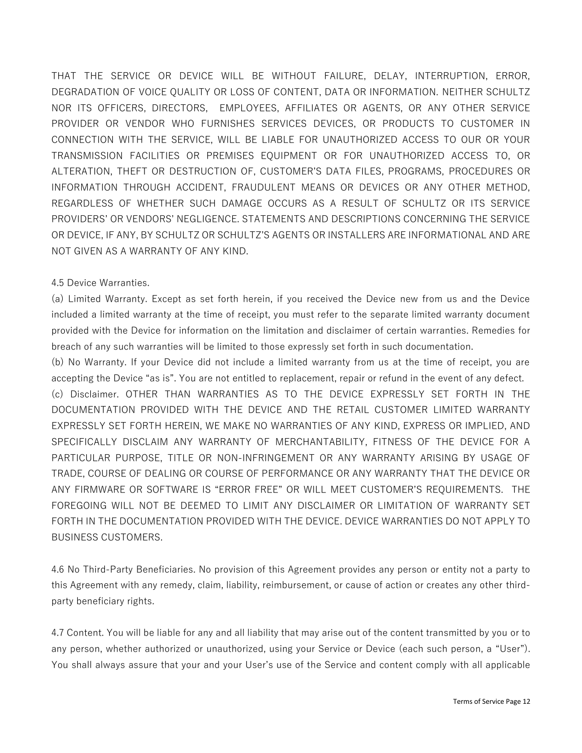THAT THE SERVICE OR DEVICE WILL BE WITHOUT FAILURE, DELAY, INTERRUPTION, ERROR, DEGRADATION OF VOICE QUALITY OR LOSS OF CONTENT, DATA OR INFORMATION. NEITHER SCHULTZ NOR ITS OFFICERS, DIRECTORS, EMPLOYEES, AFFILIATES OR AGENTS, OR ANY OTHER SERVICE PROVIDER OR VENDOR WHO FURNISHES SERVICES DEVICES, OR PRODUCTS TO CUSTOMER IN CONNECTION WITH THE SERVICE, WILL BE LIABLE FOR UNAUTHORIZED ACCESS TO OUR OR YOUR TRANSMISSION FACILITIES OR PREMISES EQUIPMENT OR FOR UNAUTHORIZED ACCESS TO, OR ALTERATION, THEFT OR DESTRUCTION OF, CUSTOMER'S DATA FILES, PROGRAMS, PROCEDURES OR INFORMATION THROUGH ACCIDENT, FRAUDULENT MEANS OR DEVICES OR ANY OTHER METHOD, REGARDLESS OF WHETHER SUCH DAMAGE OCCURS AS A RESULT OF SCHULTZ OR ITS SERVICE PROVIDERS' OR VENDORS' NEGLIGENCE. STATEMENTS AND DESCRIPTIONS CONCERNING THE SERVICE OR DEVICE, IF ANY, BY SCHULTZ OR SCHULTZ'S AGENTS OR INSTALLERS ARE INFORMATIONAL AND ARE NOT GIVEN AS A WARRANTY OF ANY KIND.

4.5 Device Warranties.
(a) Limited Warranty. Except as set forth herein, if you received the Device new from us and the Device included a limited warranty at the time of receipt, you must refer to the separate limited warranty document provided with the Device for information on the limitation and disclaimer of certain warranties. Remedies for breach of any such warranties will be limited to those expressly set forth in such documentation.
(b) No Warranty. If your Device did not include a limited warranty from us at the time of receipt, you are accepting the Device "as is". You are not entitled to replacement, repair or refund in the event of any defect.
(c) Disclaimer. OTHER THAN WARRANTIES AS TO THE DEVICE EXPRESSLY SET FORTH IN THE DOCUMENTATION PROVIDED WITH THE DEVICE AND THE RETAIL CUSTOMER LIMITED WARRANTY EXPRESSLY SET FORTH HEREIN, WE MAKE NO WARRANTIES OF ANY KIND, EXPRESS OR IMPLIED, AND SPECIFICALLY DISCLAIM ANY WARRANTY OF MERCHANTABILITY, FITNESS OF THE DEVICE FOR A PARTICULAR PURPOSE, TITLE OR NON-INFRINGEMENT OR ANY WARRANTY ARISING BY USAGE OF TRADE, COURSE OF DEALING OR COURSE OF PERFORMANCE OR ANY WARRANTY THAT THE DEVICE OR ANY FIRMWARE OR SOFTWARE IS "ERROR FREE" OR WILL MEET CUSTOMER'S REQUIREMENTS. THE FOREGOING WILL NOT BE DEEMED TO LIMIT ANY DISCLAIMER OR LIMITATION OF WARRANTY SET FORTH IN THE DOCUMENTATION PROVIDED WITH THE DEVICE. DEVICE WARRANTIES DO NOT APPLY TO BUSINESS CUSTOMERS.

4.6 No Third-Party Beneficiaries. No provision of this Agreement provides any person or entity not a party to this Agreement with any remedy, claim, liability, reimbursement, or cause of action or creates any other third-party beneficiary rights.

4.7 Content. You will be liable for any and all liability that may arise out of the content transmitted by you or to any person, whether authorized or unauthorized, using your Service or Device (each such person, a "User"). You shall always assure that your and your User's use of the Service and content comply with all applicable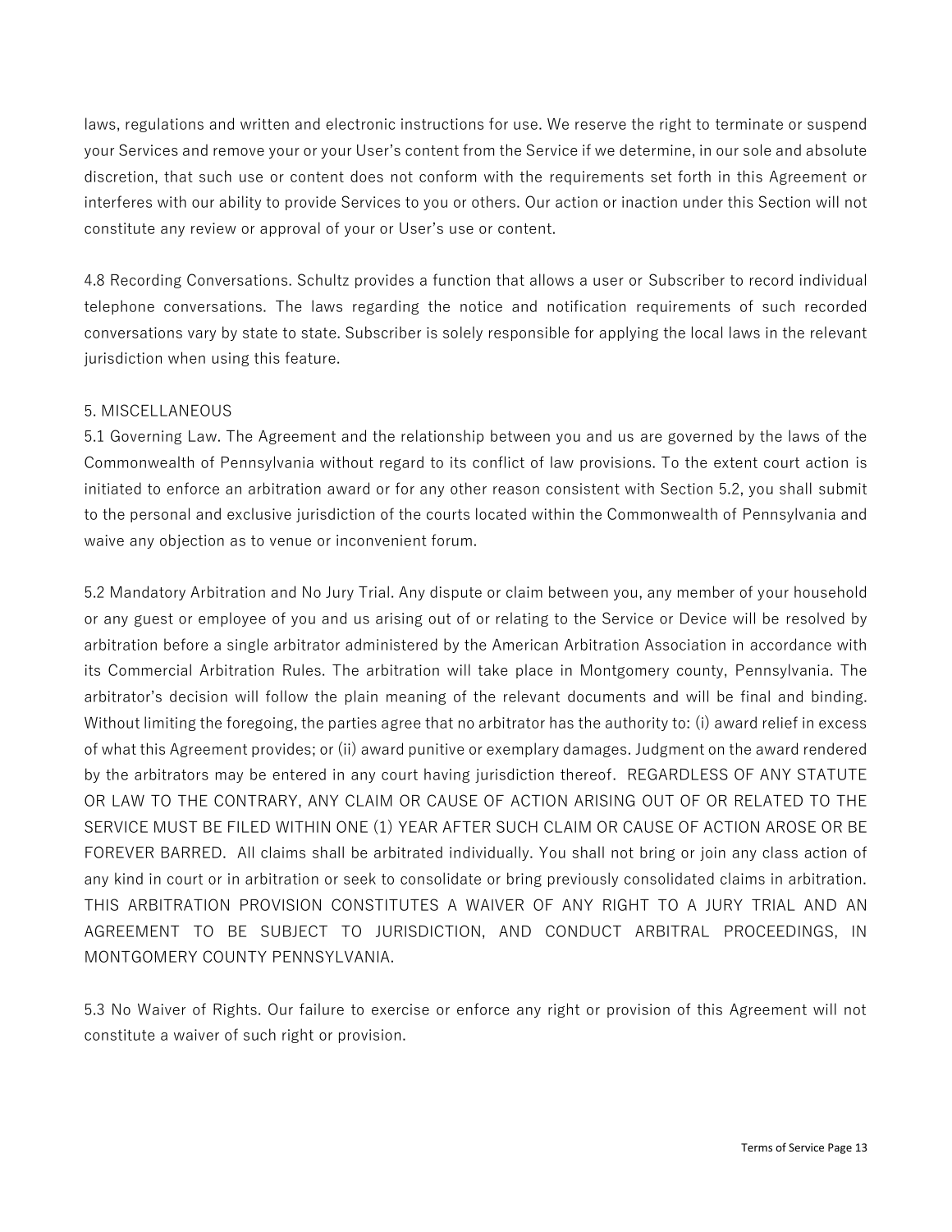laws, regulations and written and electronic instructions for use. We reserve the right to terminate or suspend your Services and remove your or your User's content from the Service if we determine, in our sole and absolute discretion, that such use or content does not conform with the requirements set forth in this Agreement or interferes with our ability to provide Services to you or others. Our action or inaction under this Section will not constitute any review or approval of your or User's use or content.

4.8 Recording Conversations. Schultz provides a function that allows a user or Subscriber to record individual telephone conversations. The laws regarding the notice and notification requirements of such recorded conversations vary by state to state. Subscriber is solely responsible for applying the local laws in the relevant jurisdiction when using this feature.

5. MISCELLANEOUS

5.1 Governing Law. The Agreement and the relationship between you and us are governed by the laws of the Commonwealth of Pennsylvania without regard to its conflict of law provisions. To the extent court action is initiated to enforce an arbitration award or for any other reason consistent with Section 5.2, you shall submit to the personal and exclusive jurisdiction of the courts located within the Commonwealth of Pennsylvania and waive any objection as to venue or inconvenient forum.

5.2 Mandatory Arbitration and No Jury Trial. Any dispute or claim between you, any member of your household or any guest or employee of you and us arising out of or relating to the Service or Device will be resolved by arbitration before a single arbitrator administered by the American Arbitration Association in accordance with its Commercial Arbitration Rules. The arbitration will take place in Montgomery county, Pennsylvania. The arbitrator's decision will follow the plain meaning of the relevant documents and will be final and binding. Without limiting the foregoing, the parties agree that no arbitrator has the authority to: (i) award relief in excess of what this Agreement provides; or (ii) award punitive or exemplary damages. Judgment on the award rendered by the arbitrators may be entered in any court having jurisdiction thereof. REGARDLESS OF ANY STATUTE OR LAW TO THE CONTRARY, ANY CLAIM OR CAUSE OF ACTION ARISING OUT OF OR RELATED TO THE SERVICE MUST BE FILED WITHIN ONE (1) YEAR AFTER SUCH CLAIM OR CAUSE OF ACTION AROSE OR BE FOREVER BARRED. All claims shall be arbitrated individually. You shall not bring or join any class action of any kind in court or in arbitration or seek to consolidate or bring previously consolidated claims in arbitration. THIS ARBITRATION PROVISION CONSTITUTES A WAIVER OF ANY RIGHT TO A JURY TRIAL AND AN AGREEMENT TO BE SUBJECT TO JURISDICTION, AND CONDUCT ARBITRAL PROCEEDINGS, IN MONTGOMERY COUNTY PENNSYLVANIA.

5.3 No Waiver of Rights. Our failure to exercise or enforce any right or provision of this Agreement will not constitute a waiver of such right or provision.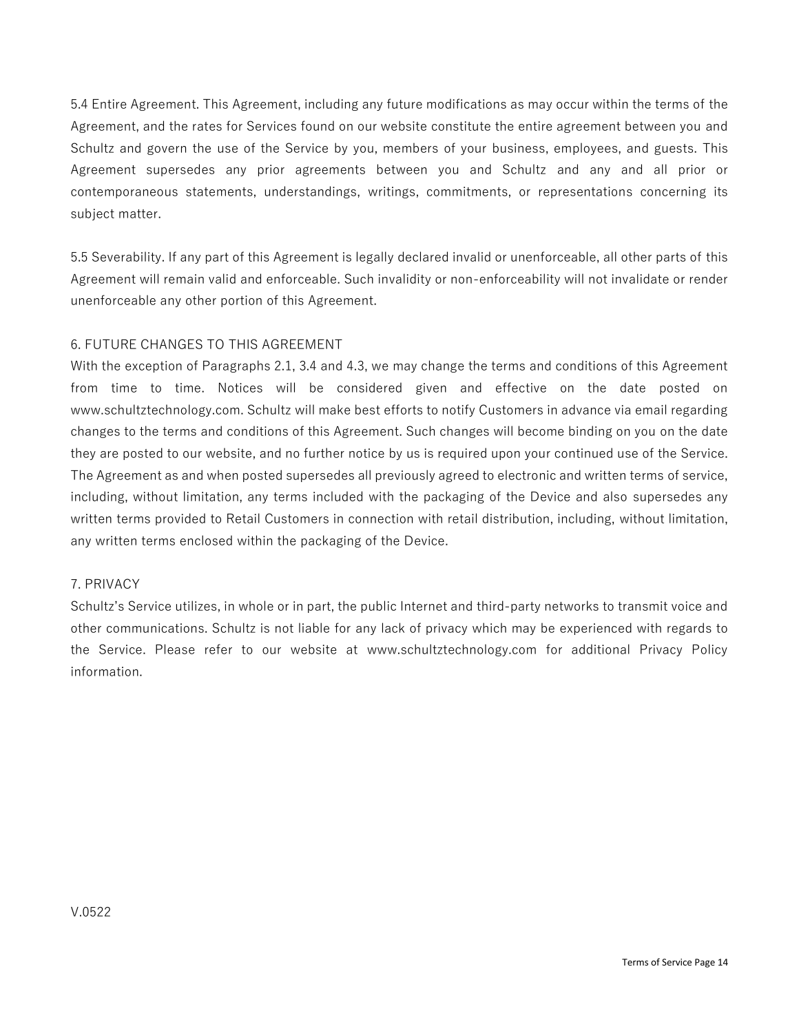5.4 Entire Agreement. This Agreement, including any future modifications as may occur within the terms of the Agreement, and the rates for Services found on our website constitute the entire agreement between you and Schultz and govern the use of the Service by you, members of your business, employees, and guests. This Agreement supersedes any prior agreements between you and Schultz and any and all prior or contemporaneous statements, understandings, writings, commitments, or representations concerning its subject matter.

5.5 Severability. If any part of this Agreement is legally declared invalid or unenforceable, all other parts of this Agreement will remain valid and enforceable. Such invalidity or non-enforceability will not invalidate or render unenforceable any other portion of this Agreement.

## 6. FUTURE CHANGES TO THIS AGREEMENT

With the exception of Paragraphs 2.1, 3.4 and 4.3, we may change the terms and conditions of this Agreement from time to time. Notices will be considered given and effective on the date posted on www.schultztechnology.com. Schultz will make best efforts to notify Customers in advance via email regarding changes to the terms and conditions of this Agreement. Such changes will become binding on you on the date they are posted to our website, and no further notice by us is required upon your continued use of the Service. The Agreement as and when posted supersedes all previously agreed to electronic and written terms of service, including, without limitation, any terms included with the packaging of the Device and also supersedes any written terms provided to Retail Customers in connection with retail distribution, including, without limitation, any written terms enclosed within the packaging of the Device.

## 7. PRIVACY

Schultz's Service utilizes, in whole or in part, the public Internet and third-party networks to transmit voice and other communications. Schultz is not liable for any lack of privacy which may be experienced with regards to the Service. Please refer to our website at www.schultztechnology.com for additional Privacy Policy information.

V.0522